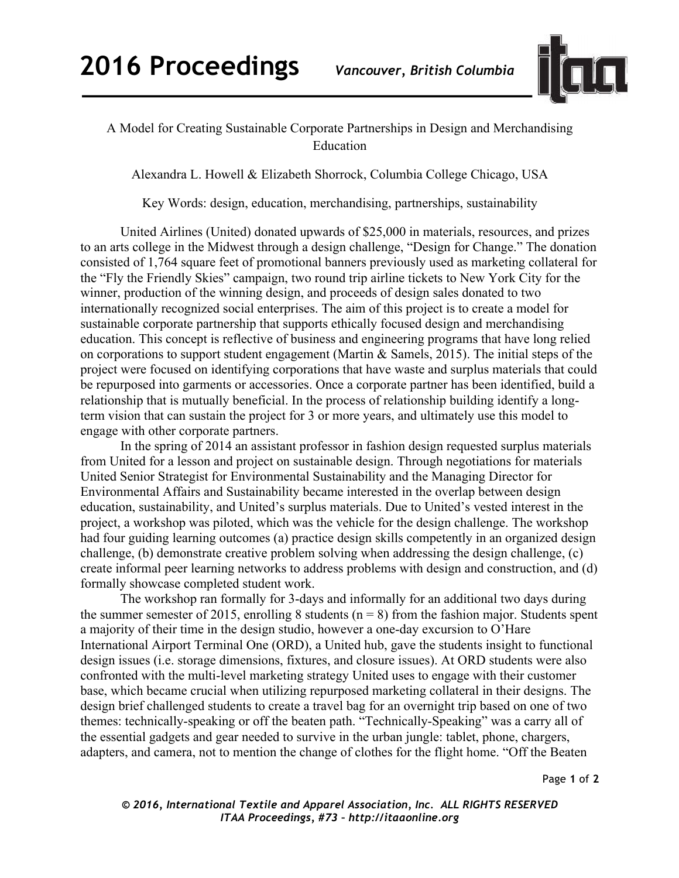# A Model for Creating Sustainable Corporate Partnerships in Design and Merchandising Education

Alexandra L. Howell & Elizabeth Shorrock, Columbia College Chicago, USA

Key Words: design, education, merchandising, partnerships, sustainability

United Airlines (United) donated upwards of $25,000 in materials, resources, and prizes to an arts college in the Midwest through a design challenge, "Design for Change." The donation consisted of 1,764 square feet of promotional banners previously used as marketing collateral for the "Fly the Friendly Skies" campaign, two round trip airline tickets to New York City for the winner, production of the winning design, and proceeds of design sales donated to two internationally recognized social enterprises. The aim of this project is to create a model for sustainable corporate partnership that supports ethically focused design and merchandising education. This concept is reflective of business and engineering programs that have long relied on corporations to support student engagement (Martin & Samels, 2015). The initial steps of the project were focused on identifying corporations that have waste and surplus materials that could be repurposed into garments or accessories. Once a corporate partner has been identified, build a relationship that is mutually beneficial. In the process of relationship building identify a long-term vision that can sustain the project for 3 or more years, and ultimately use this model to engage with other corporate partners.

In the spring of 2014 an assistant professor in fashion design requested surplus materials from United for a lesson and project on sustainable design. Through negotiations for materials United Senior Strategist for Environmental Sustainability and the Managing Director for Environmental Affairs and Sustainability became interested in the overlap between design education, sustainability, and United's surplus materials. Due to United's vested interest in the project, a workshop was piloted, which was the vehicle for the design challenge. The workshop had four guiding learning outcomes (a) practice design skills competently in an organized design challenge, (b) demonstrate creative problem solving when addressing the design challenge, (c) create informal peer learning networks to address problems with design and construction, and (d) formally showcase completed student work.

The workshop ran formally for 3-days and informally for an additional two days during the summer semester of 2015, enrolling 8 students ($n = 8$) from the fashion major. Students spent a majority of their time in the design studio, however a one-day excursion to O'Hare International Airport Terminal One (ORD), a United hub, gave the students insight to functional design issues (i.e. storage dimensions, fixtures, and closure issues). At ORD students were also confronted with the multi-level marketing strategy United uses to engage with their customer base, which became crucial when utilizing repurposed marketing collateral in their designs. The design brief challenged students to create a travel bag for an overnight trip based on one of two themes: technically-speaking or off the beaten path. "Technically-Speaking" was a carry all of the essential gadgets and gear needed to survive in the urban jungle: tablet, phone, chargers, adapters, and camera, not to mention the change of clothes for the flight home. "Off the Beaten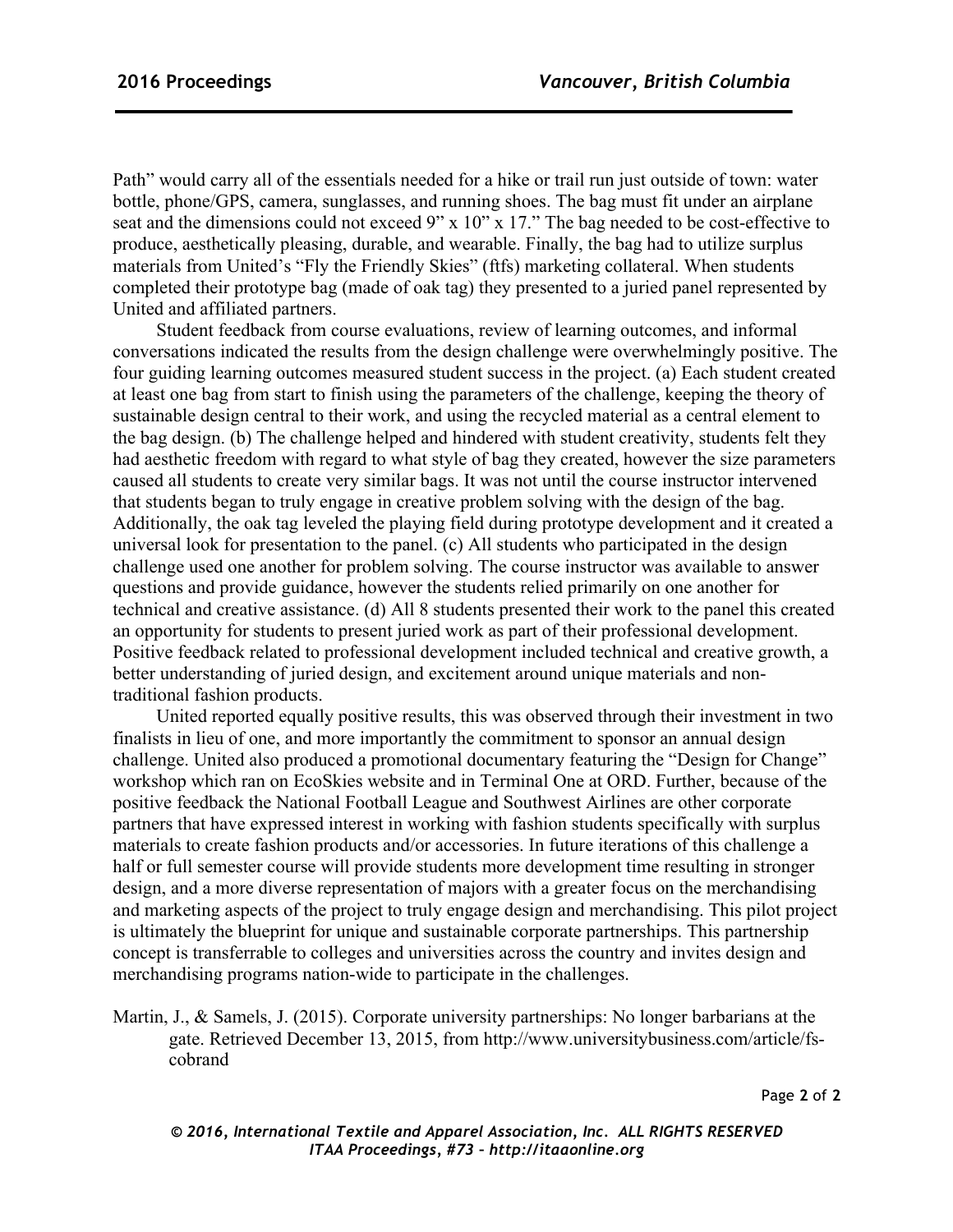Path" would carry all of the essentials needed for a hike or trail run just outside of town: water bottle, phone/GPS, camera, sunglasses, and running shoes. The bag must fit under an airplane seat and the dimensions could not exceed 9" x 10" x 17." The bag needed to be cost-effective to produce, aesthetically pleasing, durable, and wearable. Finally, the bag had to utilize surplus materials from United's "Fly the Friendly Skies" (ftfs) marketing collateral. When students completed their prototype bag (made of oak tag) they presented to a juried panel represented by United and affiliated partners.

Student feedback from course evaluations, review of learning outcomes, and informal conversations indicated the results from the design challenge were overwhelmingly positive. The four guiding learning outcomes measured student success in the project. (a) Each student created at least one bag from start to finish using the parameters of the challenge, keeping the theory of sustainable design central to their work, and using the recycled material as a central element to the bag design. (b) The challenge helped and hindered with student creativity, students felt they had aesthetic freedom with regard to what style of bag they created, however the size parameters caused all students to create very similar bags. It was not until the course instructor intervened that students began to truly engage in creative problem solving with the design of the bag. Additionally, the oak tag leveled the playing field during prototype development and it created a universal look for presentation to the panel. (c) All students who participated in the design challenge used one another for problem solving. The course instructor was available to answer questions and provide guidance, however the students relied primarily on one another for technical and creative assistance. (d) All 8 students presented their work to the panel this created an opportunity for students to present juried work as part of their professional development. Positive feedback related to professional development included technical and creative growth, a better understanding of juried design, and excitement around unique materials and non-traditional fashion products.

United reported equally positive results, this was observed through their investment in two finalists in lieu of one, and more importantly the commitment to sponsor an annual design challenge. United also produced a promotional documentary featuring the "Design for Change" workshop which ran on EcoSkies website and in Terminal One at ORD. Further, because of the positive feedback the National Football League and Southwest Airlines are other corporate partners that have expressed interest in working with fashion students specifically with surplus materials to create fashion products and/or accessories. In future iterations of this challenge a half or full semester course will provide students more development time resulting in stronger design, and a more diverse representation of majors with a greater focus on the merchandising and marketing aspects of the project to truly engage design and merchandising. This pilot project is ultimately the blueprint for unique and sustainable corporate partnerships. This partnership concept is transferrable to colleges and universities across the country and invites design and merchandising programs nation-wide to participate in the challenges.

Martin, J., & Samels, J. (2015). Corporate university partnerships: No longer barbarians at the gate. Retrieved December 13, 2015, from http://www.universitybusiness.com/article/fs-cobrand